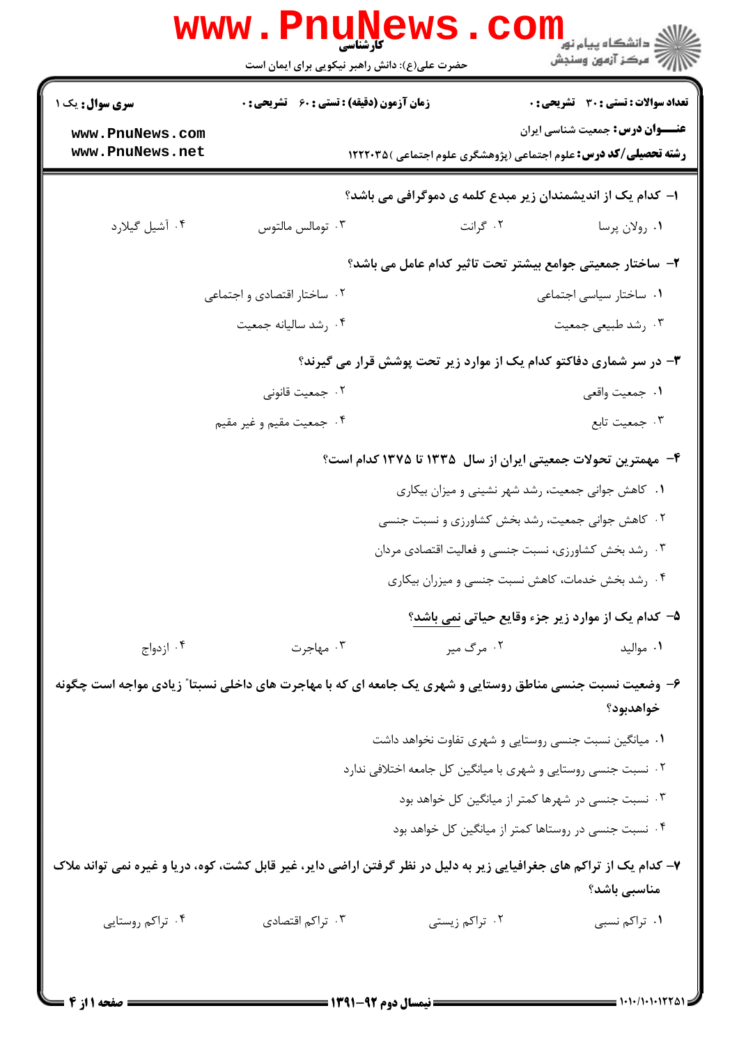کارشناسی

حضرت علی(ع): دانش راهبر نیکویی برای ایمان است

**سری سوال:** یک ۱ | **زمان آزمون (دقیقه) : تستی : ۶۰ تشریحی : ۰** | **تعداد سوالات : تستی : ۳۰ تشریحی : ۰**

**عنـــوان درس:** جمعیت شناسی ایران

**رشته تحصیلی/کد درس:** علوم اجتماعی (پژوهشگری علوم اجتماعی )۱۲۲۲۰۳۵

**۱– کدام یک از اندیشمندان زیر مبدع کلمه ی دموگرافی می باشد؟**

۱. رولان پرسا ۲. گرانت ۳. توماس مالتوس ۴. آشیل گیلارد

**۲– ساختار جمعیتی جوامع بیشتر تحت تاثیر کدام عامل می باشد؟**

۱. ساختار سیاسی اجتماعی ۲. ساختار اقتصادی و اجتماعی ۳. رشد طبیعی جمعیت ۴. رشد سالیانه جمعیت

**۳– در سر شماری دفاکتو کدام یک از موارد زیر تحت پوشش قرار می گیرند؟**

۱. جمعیت واقعی ۲. جمعیت قانونی ۳. جمعیت تابع ۴. جمعیت مقیم و غیر مقیم

**۴– مهمترین تحولات جمعیتی ایران از سال ۱۳۳۵ تا ۱۳۷۵ کدام است؟**

۱. کاهش جوانی جمعیت، رشد شهر نشینی و میزان بیکاری

۲. کاهش جوانی جمعیت، رشد بخش کشاورزی و نسبت جنسی

۳. رشد بخش کشاورزی، نسبت جنسی و فعالیت اقتصادی مردان

۴. رشد بخش خدمات، کاهش نسبت جنسی و میزان بیکاری

**۵– کدام یک از موارد زیر جزء وقایع حیاتی نمی باشد؟**

۱. موالید ۲. مرگ میر ۳. مهاجرت ۴. ازدواج

**۶– وضعیت نسبت جنسی مناطق روستایی و شهری یک جامعه ای که با مهاجرت های داخلی نسبتا" زیادی مواجه است چگونه خواهدبود؟**

۱. میانگین نسبت جنسی روستایی و شهری تفاوت نخواهد داشت

۲. نسبت جنسی روستایی و شهری با میانگین کل جامعه اختلافی ندارد

۳. نسبت جنسی در شهرها کمتر از میانگین کل خواهد بود

۴. نسبت جنسی در روستاها کمتر از میانگین کل خواهد بود

**۷– کدام یک از تراکم های جغرافیایی زیر به دلیل در نظر گرفتن اراضی دایر، غیر قابل کشت، کوه، دریا و غیره نمی تواند ملاک مناسبی باشد؟**

۱. تراکم نسبی ۲. تراکم زیستی ۳. تراکم اقتصادی ۴. تراکم روستایی

نیمسال دوم ۹۲-۱۳۹۱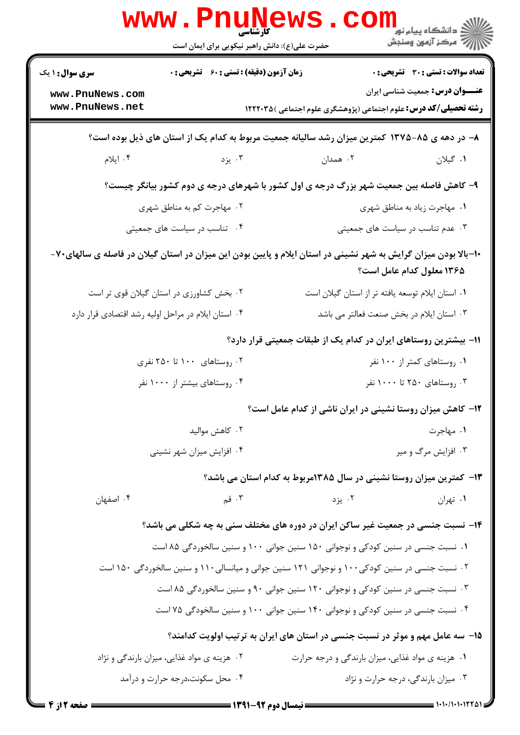۸– در دهه ی ۸۵-۱۳۷۵ کمترین میزان رشد سالیانه جمعیت مربوط به کدام یک از استان های ذیل بوده است؟

۱. گیلان
۲. همدان
۳. یزد
۴. ایلام

۹– کاهش فاصله بین جمعیت شهر بزرگ درجه ی اول کشور با شهرهای درجه ی دوم کشور بیانگر چیست؟

۱. مهاجرت زیاد به مناطق شهری
۲. مهاجرت کم به مناطق شهری
۳. عدم تناسب در سیاست های جمعیتی
۴. تناسب در سیاست های جمعیتی

۱۰–بالا بودن میزان گرایش به شهر نشینی در استان ایلام و پایین بودن این میزان در استان گیلان در فاصله ی سالهای ۷۰-۱۳۶۵ معلول کدام عامل است؟

۱. استان ایلام توسعه یافته تر از استان گیلان است
۲. بخش کشاورزی در استان گیلان قوی تر است
۳. استان ایلام در بخش صنعت فعالتر می باشد
۴. استان ایلام در مراحل اولیه رشد اقتصادی قرار دارد

۱۱– بیشترین روستاهای ایران در کدام یک از طبقات جمعیتی قرار دارد؟

۱. روستاهای کمتر از ۱۰۰ نفر
۲. روستاهای ۱۰۰ تا ۲۵۰ نفری
۳. روستاهای ۲۵۰ تا ۱۰۰۰ نفر
۴. روستاهای بیشتر از ۱۰۰۰ نفر

۱۲– کاهش میزان روستا نشینی در ایران ناشی از کدام عامل است؟

۱. مهاجرت
۲. کاهش موالید
۳. افزایش مرگ و میر
۴. افزایش میزان شهر نشینی

۱۳– کمترین میزان روستا نشینی در سال ۱۳۸۵مربوط به کدام استان می باشد؟

۱. تهران
۲. یزد
۳. قم
۴. اصفهان

۱۴– نسبت جنسی در جمعیت غیر ساکن ایران در دوره های مختلف سنی به چه شکلی می باشد؟

۱. نسبت جنسی در سنین کودکی و نوجوانی ۱۵۰ سنین جوانی ۱۰۰ و سنین سالخوردگی ۸۵ است
۲. نسبت جنسی در سنین کودکی۱۰۰ و نوجوانی ۱۲۱ سنین جوانی و میانسالی۱۱۰ و سنین سالخوردگی ۱۵۰ است
۳. نسبت جنسی در سنین کودکی و نوجوانی ۱۲۰ سنین جوانی ۹۰ و سنین سالخوردگی ۸۵ است
۴. نسبت جنسی در سنین کودکی و نوجوانی ۱۴۰ سنین جوانی ۱۰۰ و سنین سالخودگی ۷۵ است

۱۵– سه عامل مهم و موثر در نسبت جنسی در استان های ایران به ترتیب اولویت کدامند؟

۱. هزینه ی مواد غذایی، میزان بارندگی و درجه حرارت
۲. هزینه ی مواد غذایی، میزان بارندگی و نژاد
۳. میزان بارندگی، درجه حرارت و نژاد
۴. محل سکونت،درجه حرارت و درآمد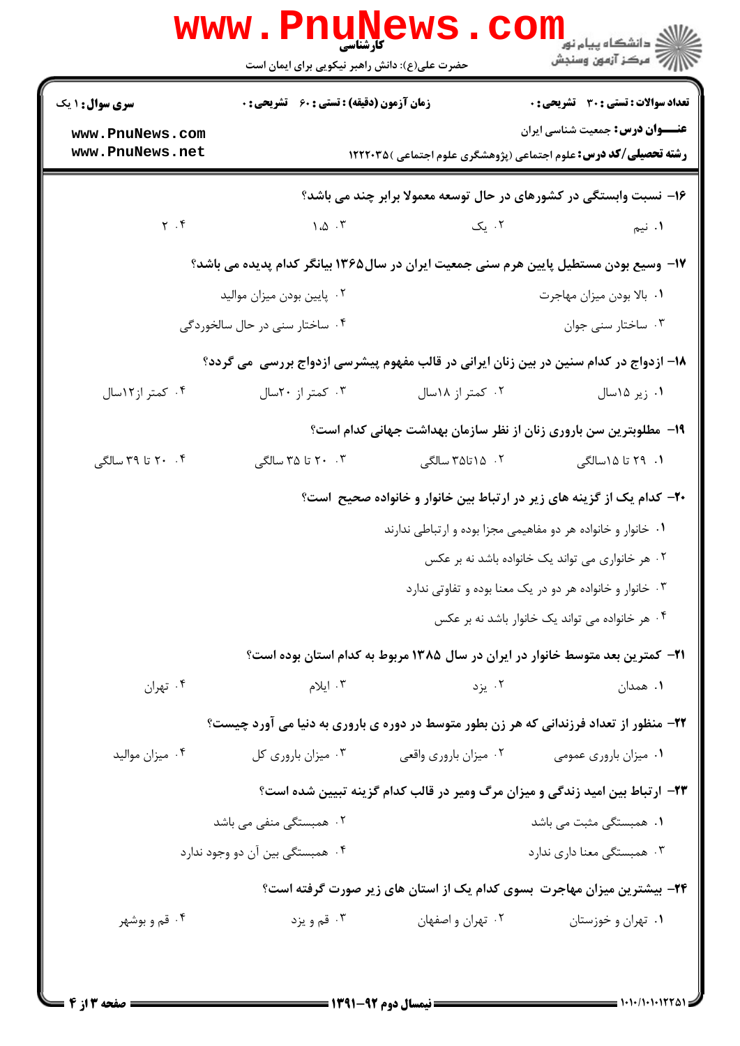۱۶- نسبت وابستگی در کشورهای در حال توسعه معمولا برابر چند می باشد؟

۱. نیم
۲. یک
۳. ۱.۵
۴. ۲

۱۷- وسیع بودن مستطیل پایین هرم سنی جمعیت ایران در سال ۱۳۶۵ بیانگر کدام پدیده می باشد؟

۱. بالا بودن میزان مهاجرت
۲. پایین بودن میزان موالید
۳. ساختار سنی جوان
۴. ساختار سنی در حال سالخوردگی

۱۸- ازدواج در کدام سنین در بین زنان ایرانی در قالب مفهوم پیشرسی ازدواج بررسی می گردد؟

۱. زیر ۱۵سال
۲. کمتر از ۱۸سال
۳. کمتر از ۲۰سال
۴. کمتر از۱۲سال

۱۹- مطلوبترین سن باروری زنان از نظر سازمان بهداشت جهانی کدام است؟

۱. ۲۹ تا ۱۵سالگی
۲. ۱۵تا۳۵ سالگی
۳. ۲۰ تا ۳۵ سالگی
۴. ۲۰ تا ۳۹ سالگی

۲۰- کدام یک از گزینه های زیر در ارتباط بین خانوار و خانواده صحیح است؟

۱. خانوار و خانواده هر دو مفاهیمی مجزا بوده و ارتباطی ندارند
۲. هر خانواری می تواند یک خانواده باشد نه بر عکس
۳. خانوار و خانواده هر دو در یک معنا بوده و تفاوتی ندارد
۴. هر خانواده می تواند یک خانوار باشد نه بر عکس

۲۱- کمترین بعد متوسط خانوار در ایران در سال ۱۳۸۵ مربوط به کدام استان بوده است؟

۱. همدان
۲. یزد
۳. ایلام
۴. تهران

۲۲- منظور از تعداد فرزندانی که هر زن بطور متوسط در دوره ی باروری به دنیا می آورد چیست؟

۱. میزان باروری عمومی
۲. میزان باروری واقعی
۳. میزان باروری کل
۴. میزان موالید

۲۳- ارتباط بین امید زندگی و میزان مرگ ومیر در قالب کدام گزینه تبیین شده است؟

۱. همبستگی مثبت می باشد
۲. همبستگی منفی می باشد
۳. همبستگی معنا داری ندارد
۴. همبستگی بین آن دو وجود ندارد

۲۴- بیشترین میزان مهاجرت بسوی کدام یک از استان های زیر صورت گرفته است؟

۱. تهران و خوزستان
۲. تهران و اصفهان
۳. قم و یزد
۴. قم و بوشهر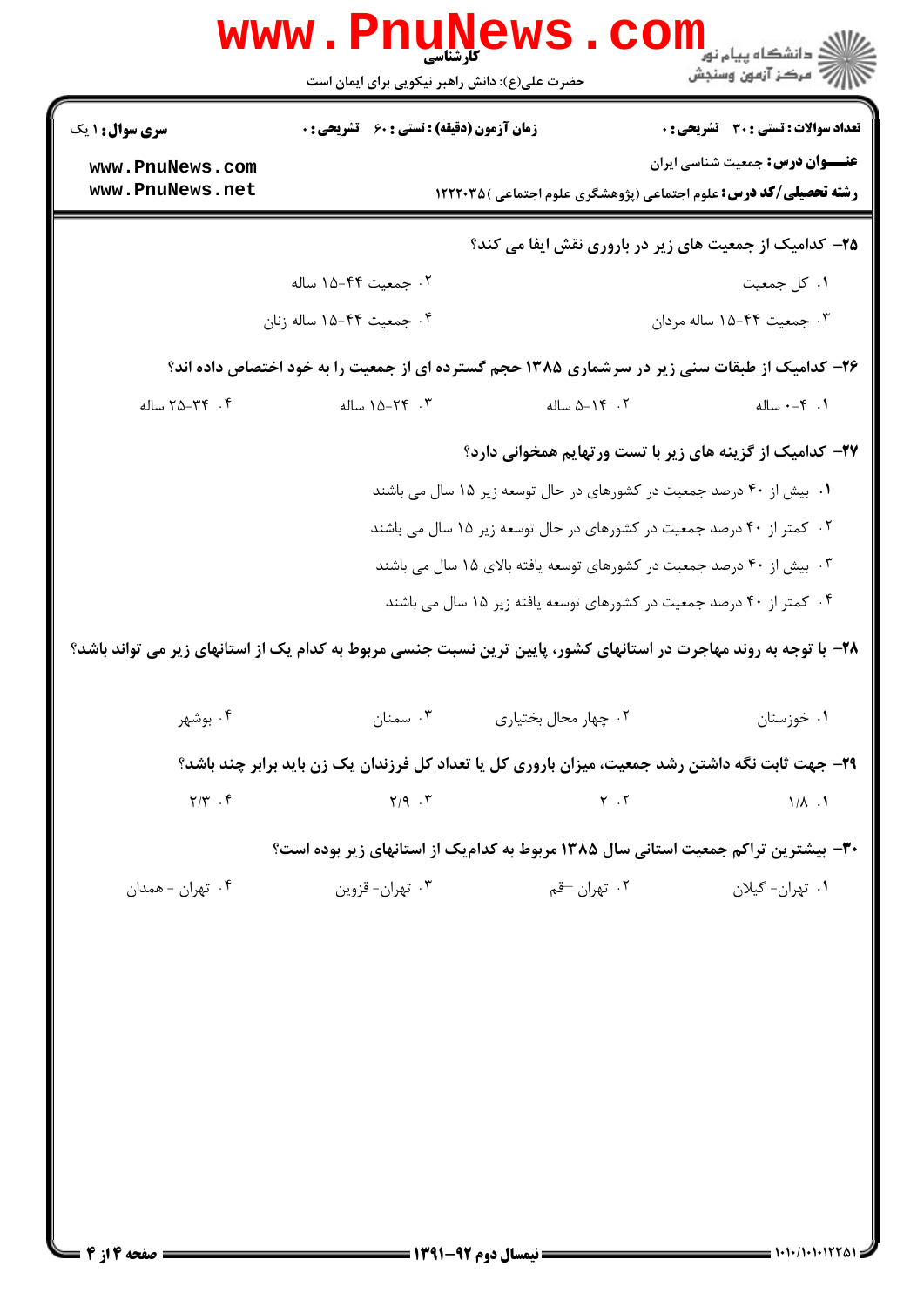۲۵- کدامیک از جمعیت های زیر در باروری نقش ایفا می کند؟

۱. کل جمعیت

۲. جمعیت ۴۴-۱۵ ساله

۳. جمعیت ۴۴-۱۵ ساله مردان

۴. جمعیت ۴۴-۱۵ ساله زنان

۲۶- کدامیک از طبقات سنی زیر در سرشماری ۱۳۸۵ حجم گسترده ای از جمعیت را به خود اختصاص داده اند؟

۱. ۴-۰ ساله

۲. ۱۴-۵ ساله

۳. ۲۴-۱۵ ساله

۴. ۳۴-۲۵ ساله

۲۷- کدامیک از گزینه های زیر با تست ورتهایم همخوانی دارد؟

۱. بیش از ۴۰ درصد جمعیت در کشورهای در حال توسعه زیر ۱۵ سال می باشند

۲. کمتر از ۴۰ درصد جمعیت در کشورهای در حال توسعه زیر ۱۵ سال می باشند

۳. بیش از ۴۰ درصد جمعیت در کشورهای توسعه یافته بالای ۱۵ سال می باشند

۴. کمتر از ۴۰ درصد جمعیت در کشورهای توسعه یافته زیر ۱۵ سال می باشند

۲۸- با توجه به روند مهاجرت در استانهای کشور، پایین ترین نسبت جنسی مربوط به کدام یک از استانهای زیر می تواند باشد؟

۱. خوزستان

۲. چهار محال بختیاری

۳. سمنان

۴. بوشهر

۲۹- جهت ثابت نگه داشتن رشد جمعیت، میزان باروری کل یا تعداد کل فرزندان یک زن باید برابر چند باشد؟

۱. ۱/۸

۲. ۲

۳. ۲/۹

۴. ۲/۳

۳۰- بیشترین تراکم جمعیت استانی سال ۱۳۸۵ مربوط به کدام‌یک از استانهای زیر بوده است؟

۱. تهران- گیلان

۲. تهران -قم

۳. تهران- قزوین

۴. تهران - همدان